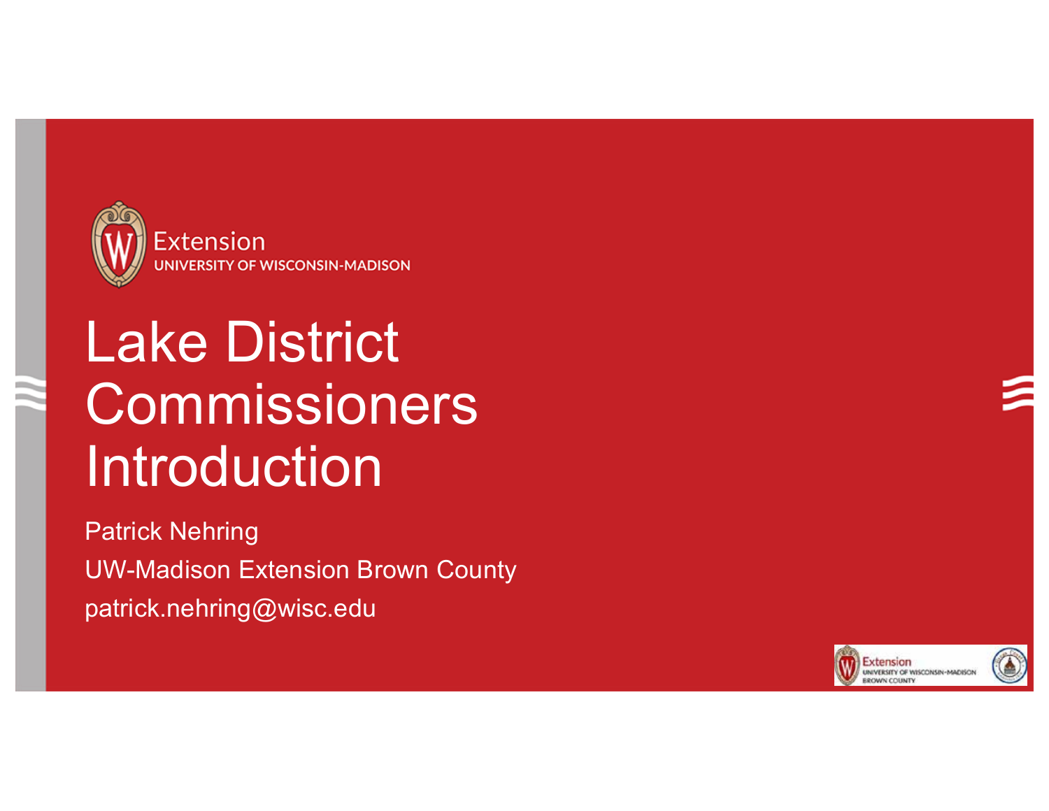Extension
UNIVERSITY OF WISCONSIN-MADISON

# Lake District Commissioners Introduction

Patrick Nehring

UW-Madison Extension Brown County

patrick.nehring@wisc.edu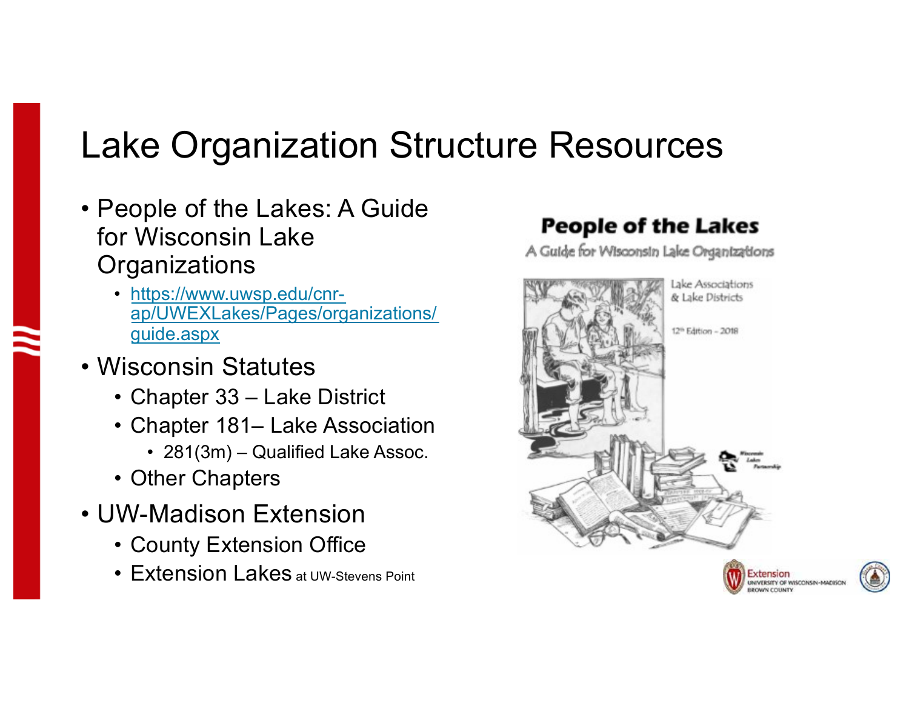# Lake Organization Structure Resources

- People of the Lakes: A Guide for Wisconsin Lake Organizations
  - https://www.uwsp.edu/cnr-ap/UWEXLakes/Pages/organizations/guide.aspx
- Wisconsin Statutes
  - Chapter 33 – Lake District
  - Chapter 181– Lake Association
    - 281(3m) – Qualified Lake Assoc.
  - Other Chapters
- UW-Madison Extension
  - County Extension Office
  - Extension Lakes at UW-Stevens Point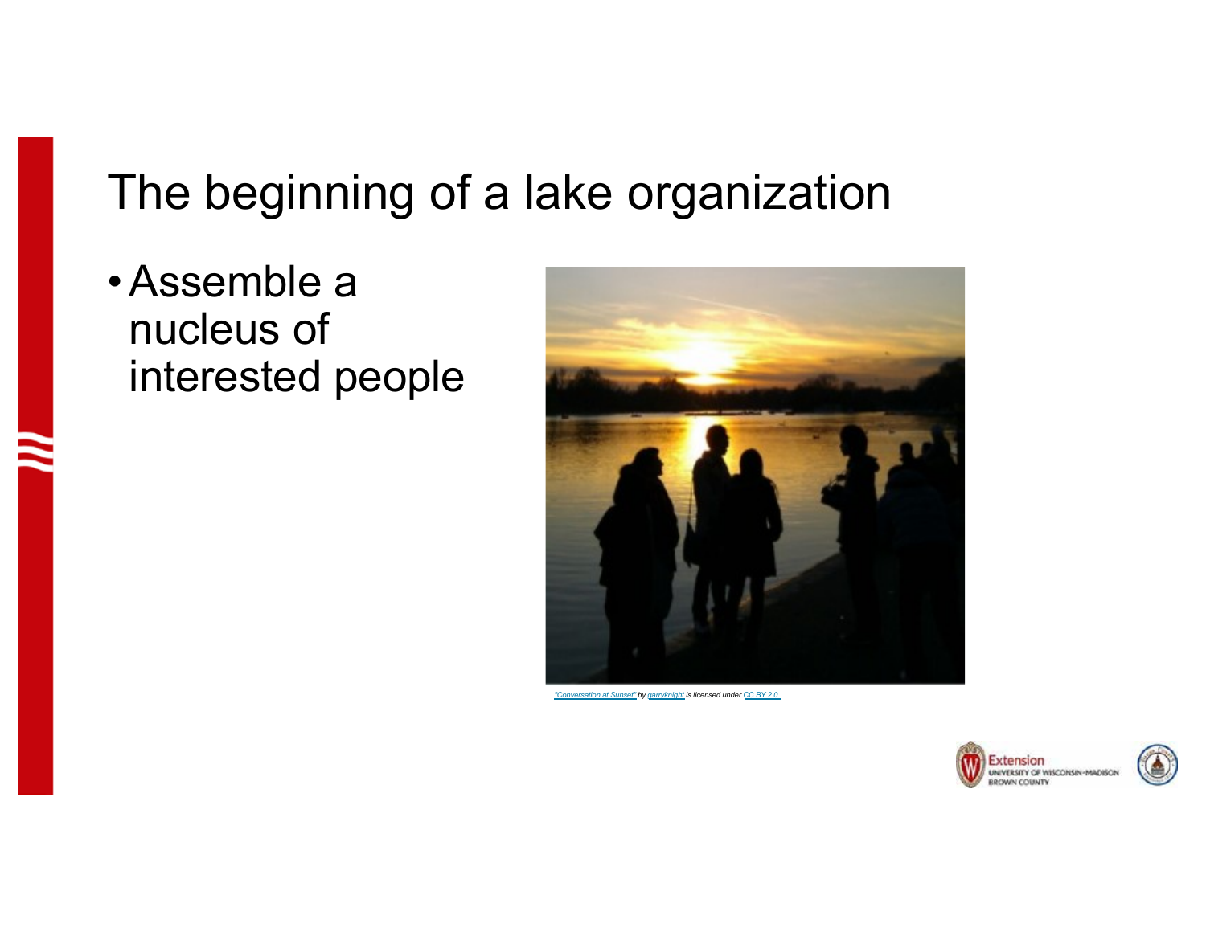# The beginning of a lake organization

- Assemble a nucleus of interested people

"Conversation at Sunset" by garryknight is licensed under CC BY 2.0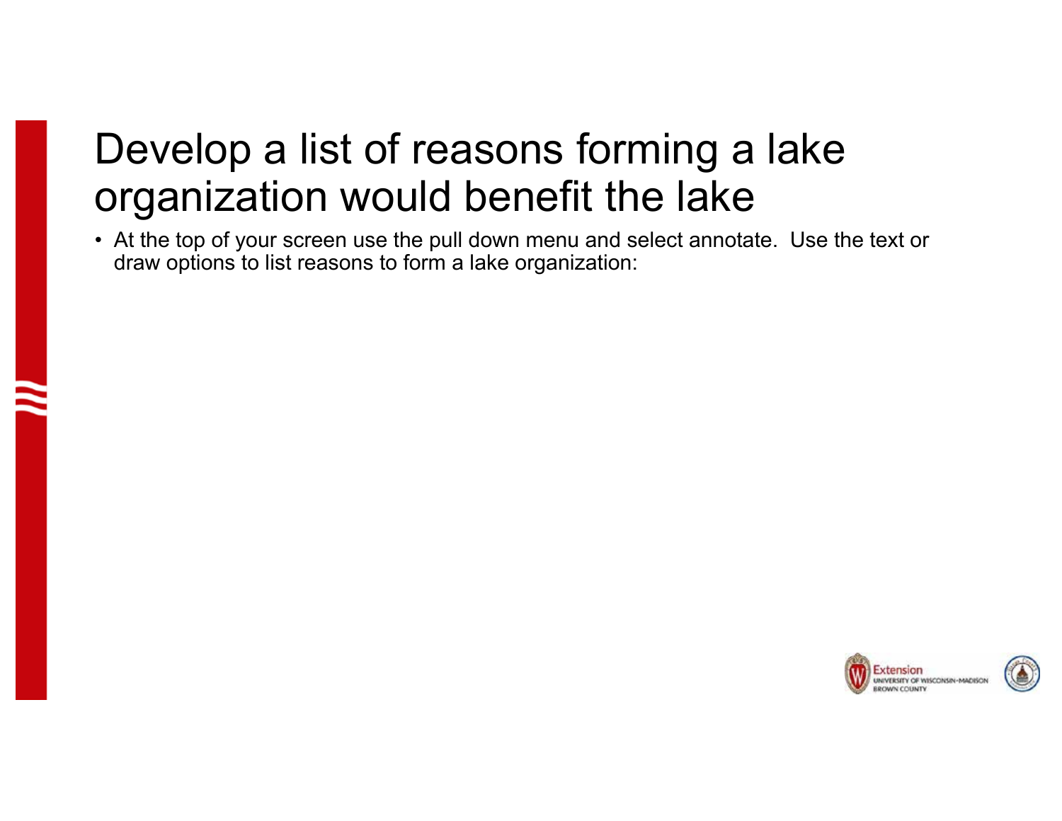# Develop a list of reasons forming a lake organization would benefit the lake

- At the top of your screen use the pull down menu and select annotate. Use the text or draw options to list reasons to form a lake organization: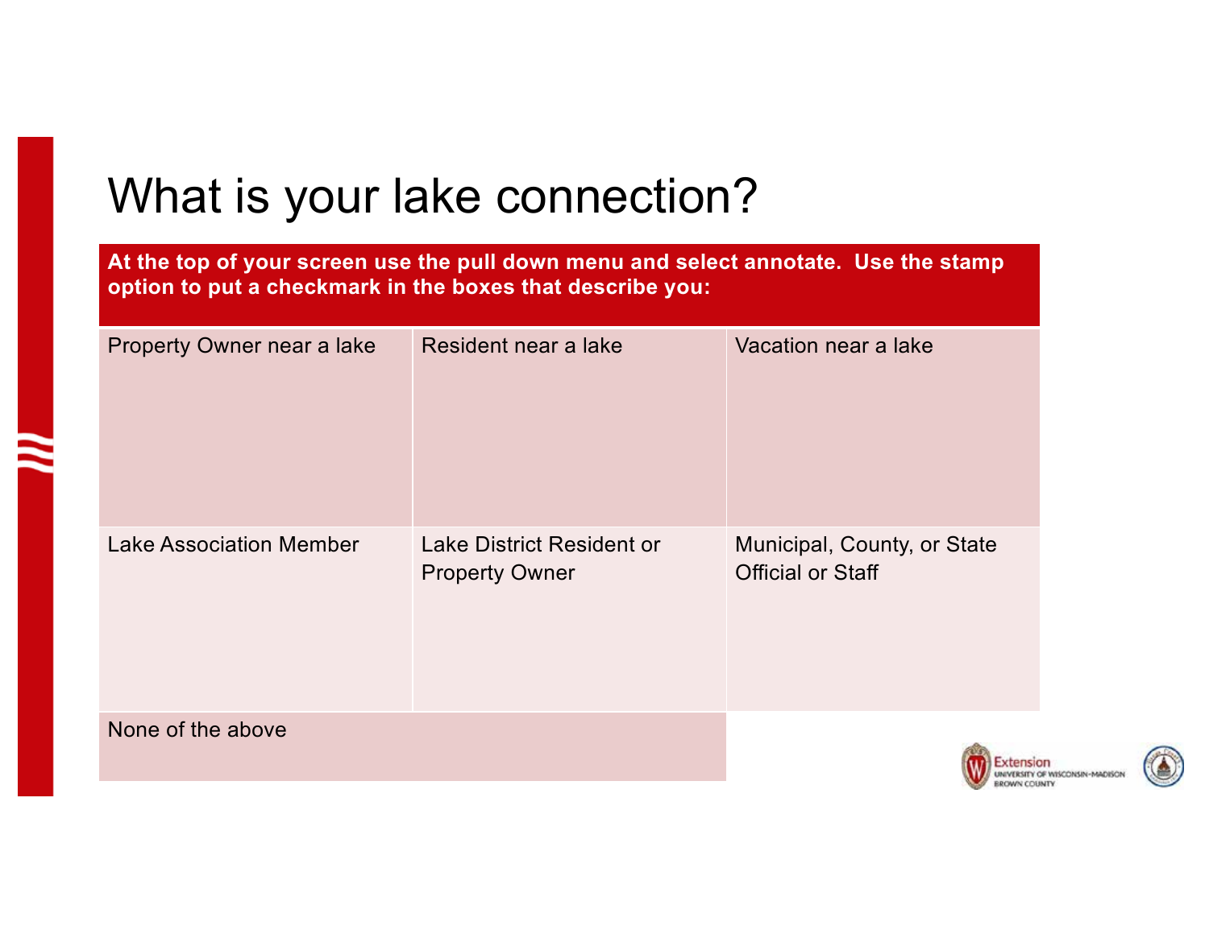# What is your lake connection?

**At the top of your screen use the pull down menu and select annotate. Use the stamp option to put a checkmark in the boxes that describe you:**

| Property Owner near a lake | Resident near a lake | Vacation near a lake |
|---|---|---|
| Lake Association Member | Lake District Resident or Property Owner | Municipal, County, or State Official or Staff |
| None of the above | | |

Extension
UNIVERSITY OF WISCONSIN-MADISON
BROWN COUNTY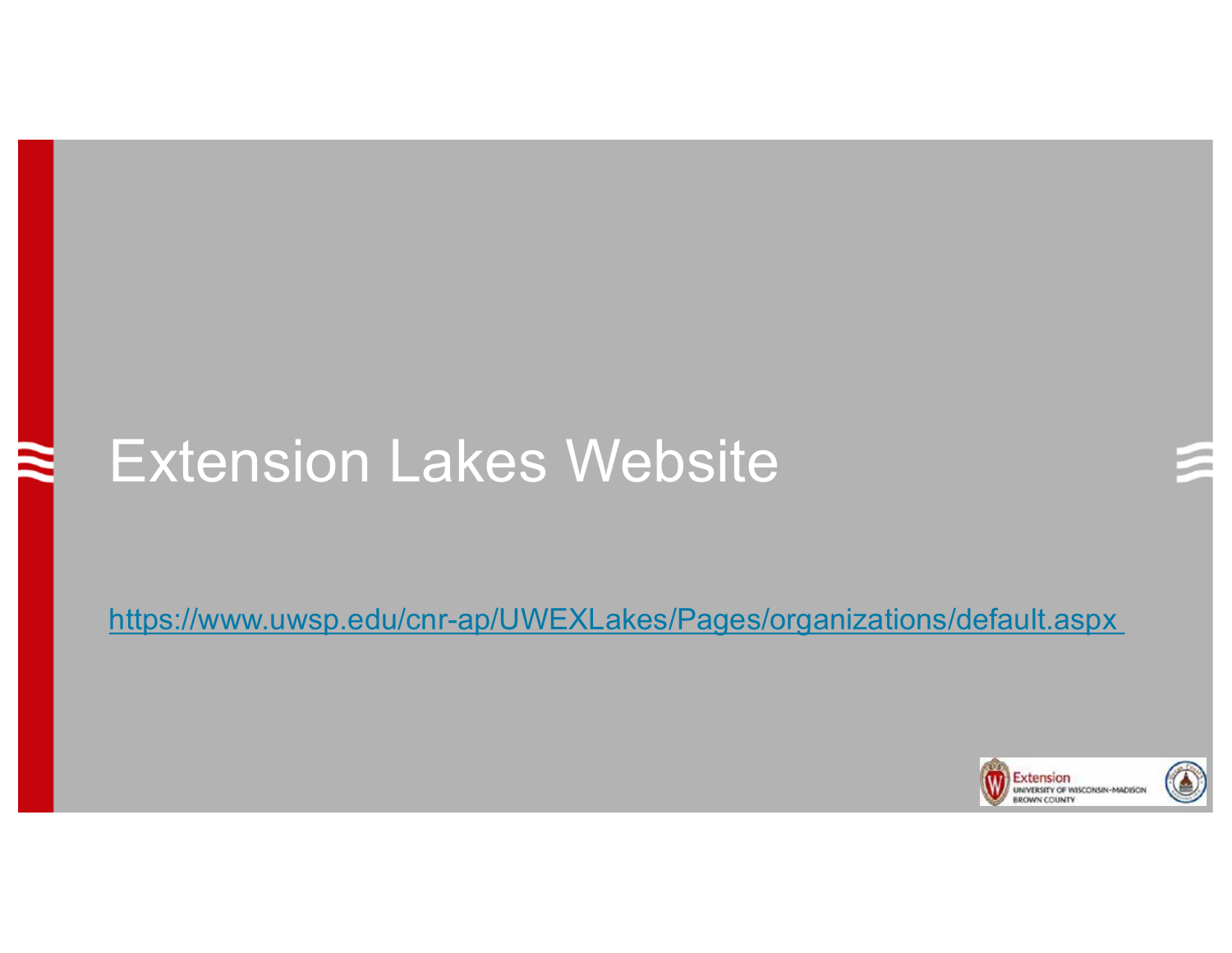# Extension Lakes Website

https://www.uwsp.edu/cnr-ap/UWEXLakes/Pages/organizations/default.aspx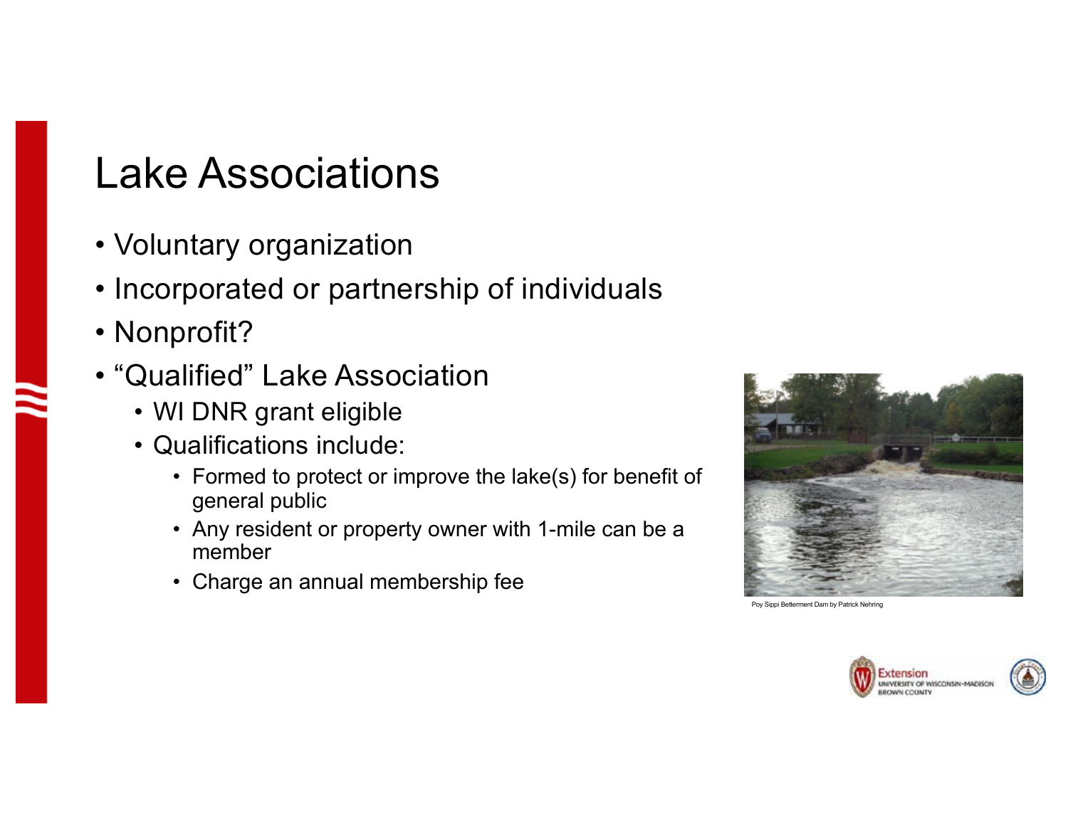# Lake Associations

- Voluntary organization
- Incorporated or partnership of individuals
- Nonprofit?
- "Qualified" Lake Association
  - WI DNR grant eligible
  - Qualifications include:
    - Formed to protect or improve the lake(s) for benefit of general public
    - Any resident or property owner with 1-mile can be a member
    - Charge an annual membership fee

Poy Sippi Betterment Dam by Patrick Nehring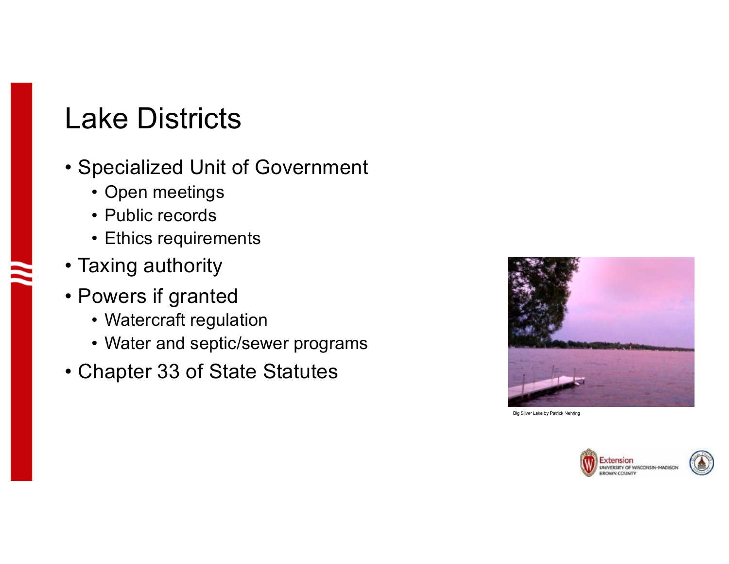# Lake Districts

- Specialized Unit of Government
  - Open meetings
  - Public records
  - Ethics requirements
- Taxing authority
- Powers if granted
  - Watercraft regulation
  - Water and septic/sewer programs
- Chapter 33 of State Statutes

Big Silver Lake by Patrick Nehring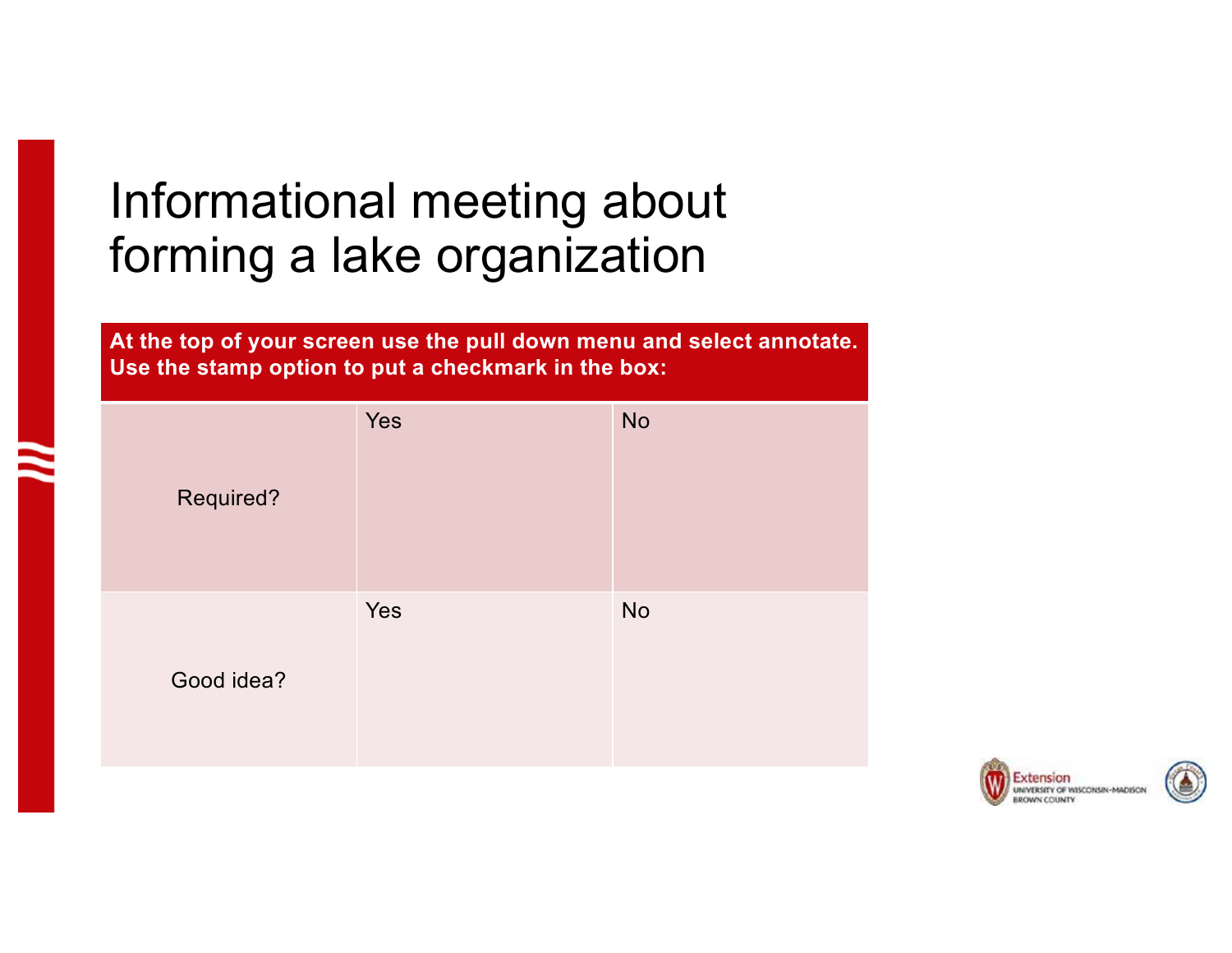# Informational meeting about forming a lake organization

**At the top of your screen use the pull down menu and select annotate. Use the stamp option to put a checkmark in the box:**

| | | |
|---|---|---|
| Required? | Yes | No |
| Good idea? | Yes | No |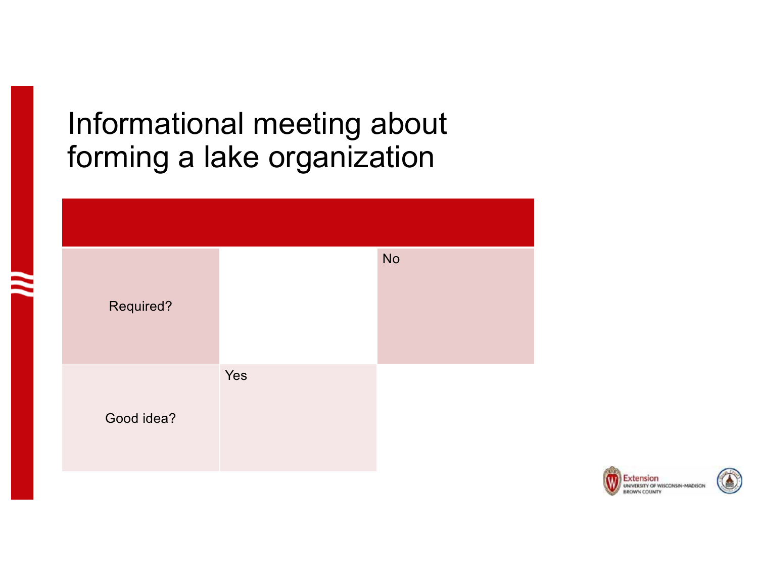# Informational meeting about forming a lake organization

| | | |
|---|---|---|
| Required? | | No |
| Good idea? | Yes | |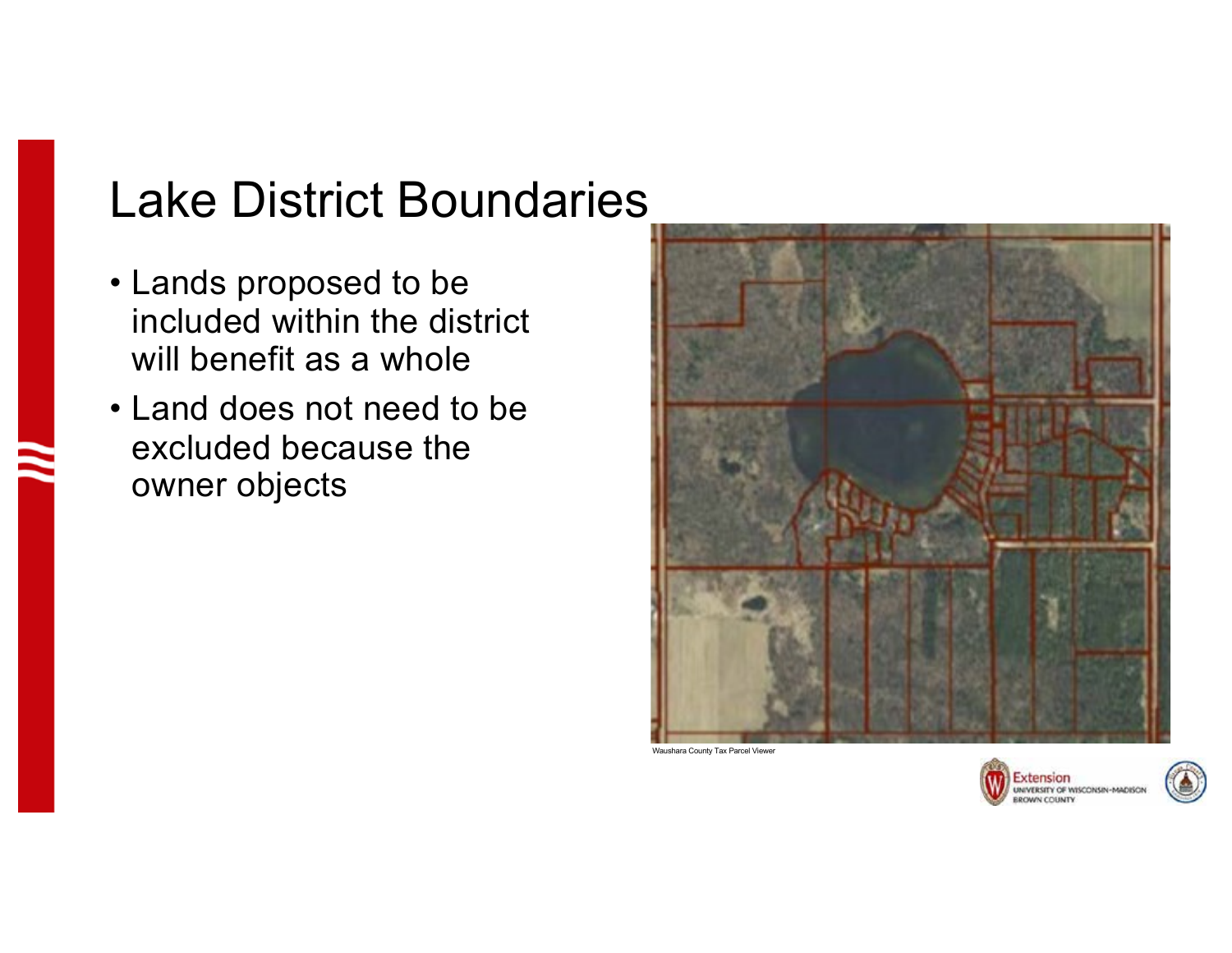# Lake District Boundaries

- Lands proposed to be included within the district will benefit as a whole
- Land does not need to be excluded because the owner objects

Waushara County Tax Parcel Viewer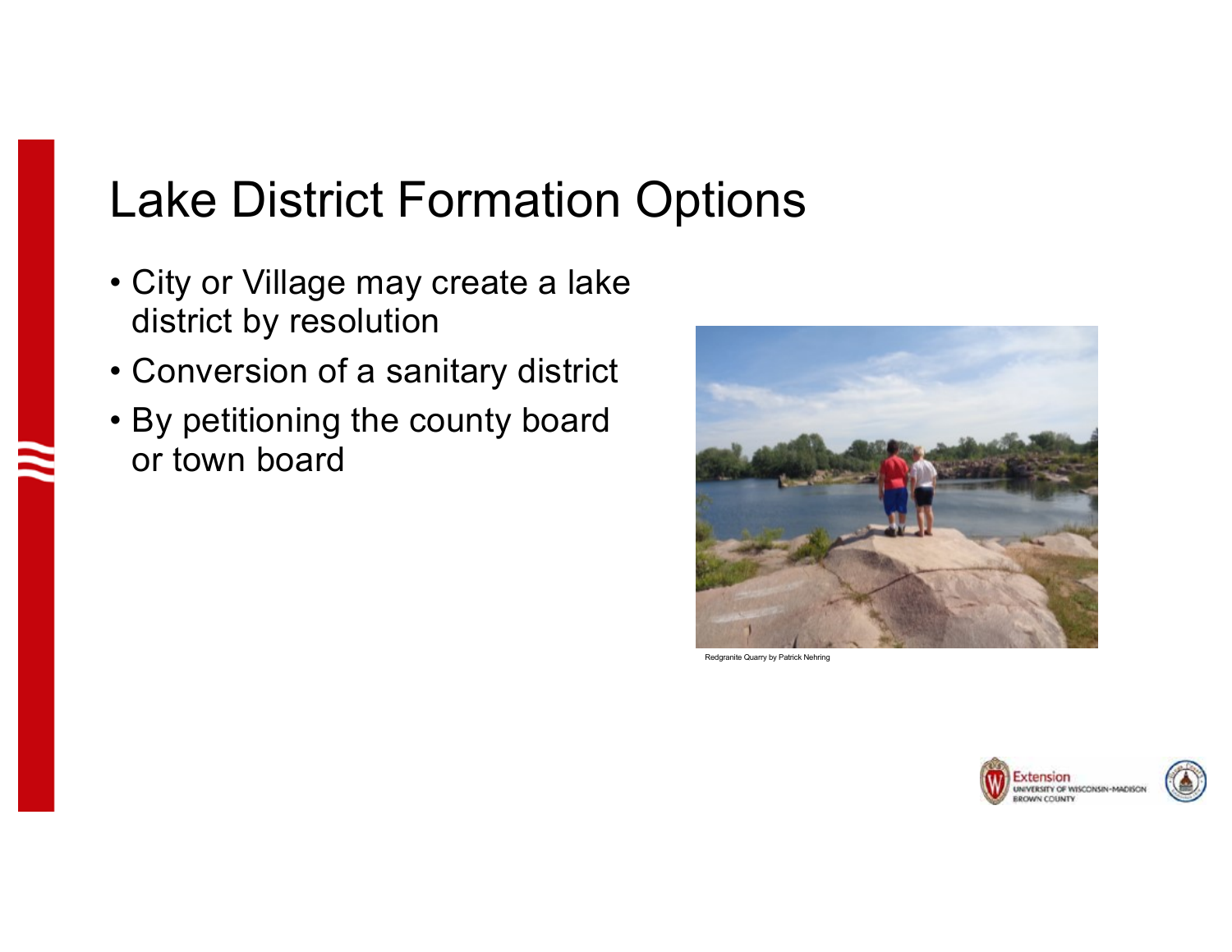# Lake District Formation Options

- City or Village may create a lake district by resolution
- Conversion of a sanitary district
- By petitioning the county board or town board

Redgranite Quarry by Patrick Nehring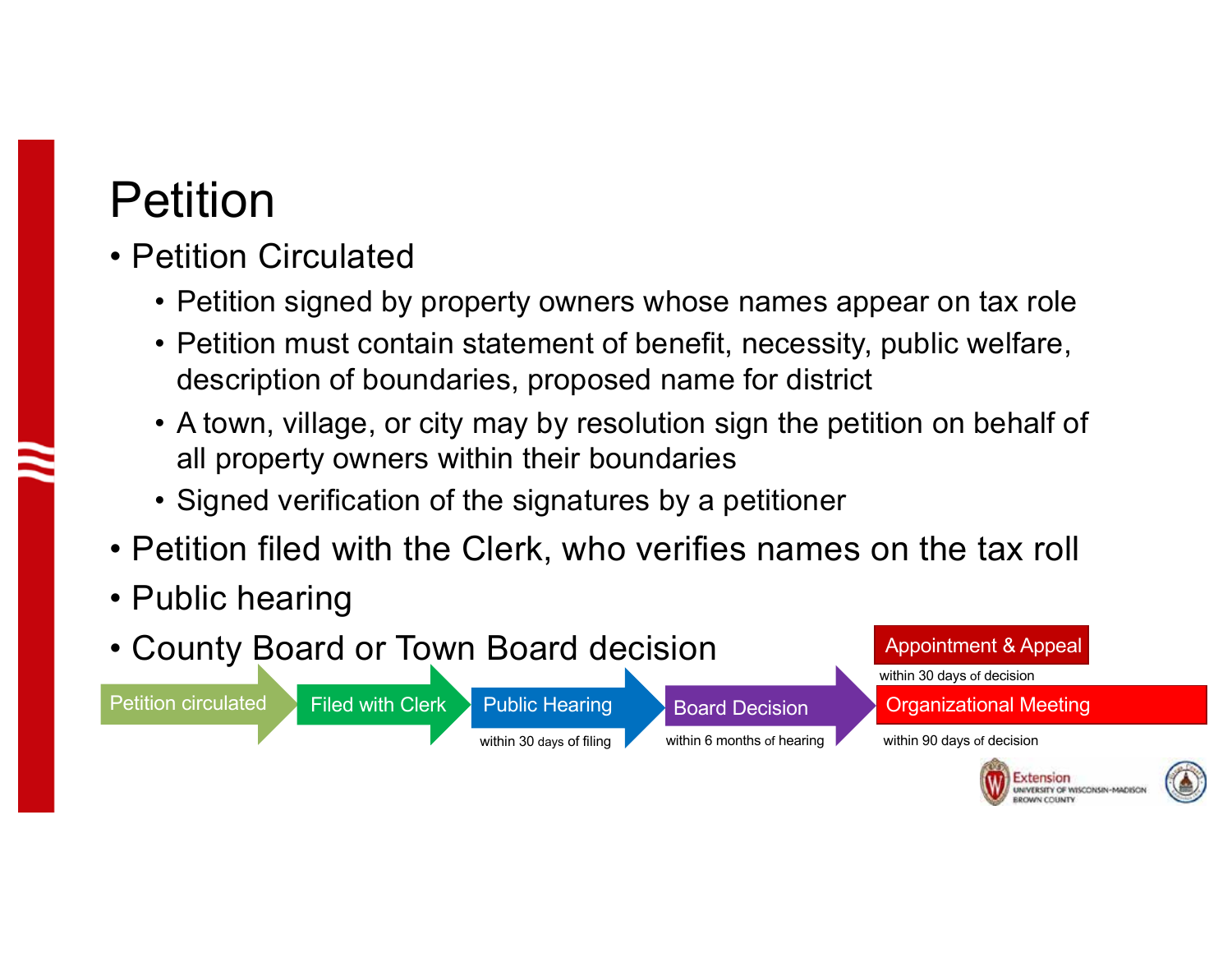# Petition

- Petition Circulated
  - Petition signed by property owners whose names appear on tax role
  - Petition must contain statement of benefit, necessity, public welfare, description of boundaries, proposed name for district
  - A town, village, or city may by resolution sign the petition on behalf of all property owners within their boundaries
  - Signed verification of the signatures by a petitioner
- Petition filed with the Clerk, who verifies names on the tax roll
- Public hearing
- County Board or Town Board decision

Petition circulated → Filed with Clerk → Public Hearing (within 30 days of filing) → Board Decision (within 6 months of hearing) → Appointment & Appeal (within 30 days of decision) / Organizational Meeting (within 90 days of decision)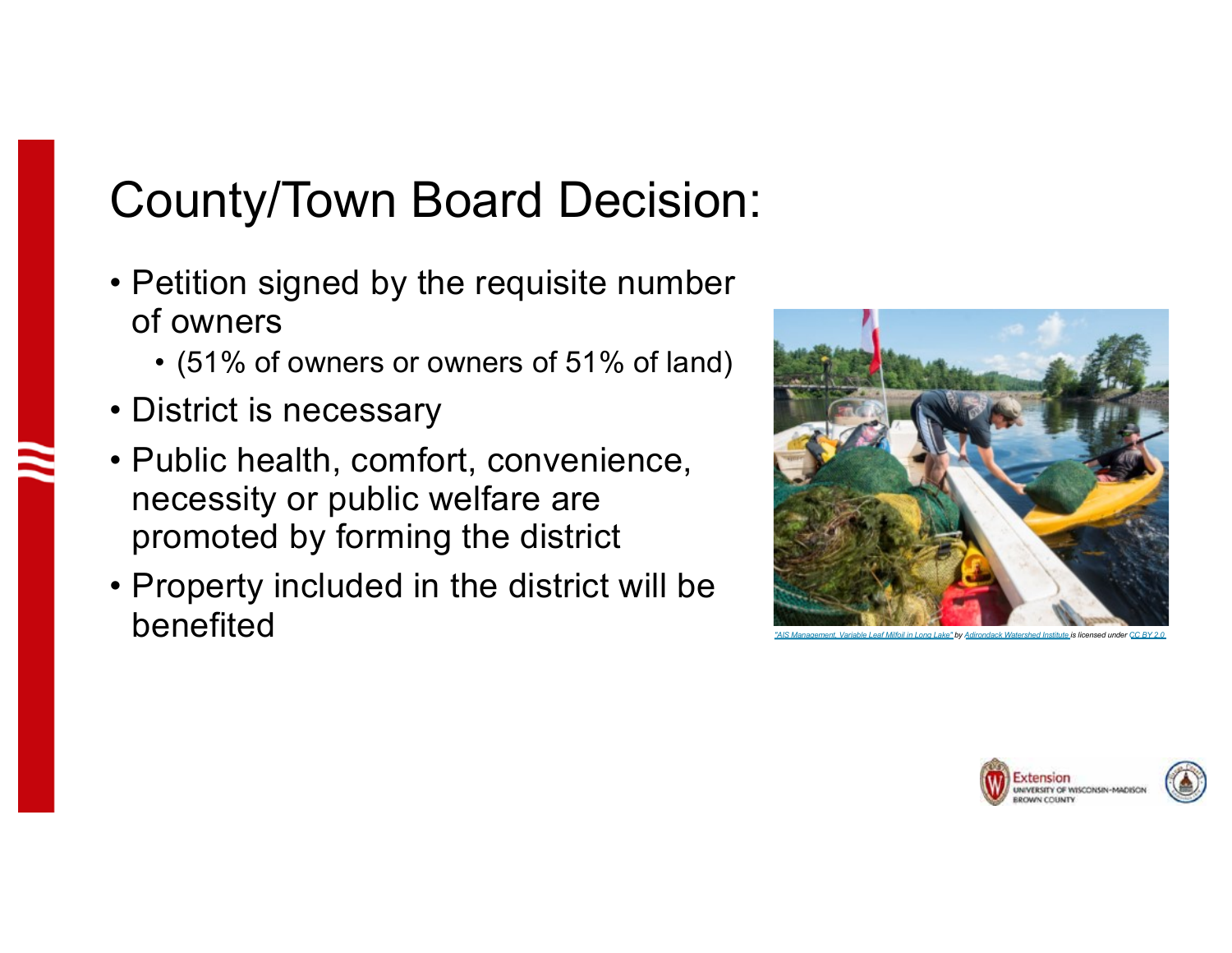# County/Town Board Decision:

- Petition signed by the requisite number of owners
  - (51% of owners or owners of 51% of land)
- District is necessary
- Public health, comfort, convenience, necessity or public welfare are promoted by forming the district
- Property included in the district will be benefited

"AIS Management, Variable Leaf Milfoil in Long Lake" by Adirondack Watershed Institute is licensed under CC BY 2.0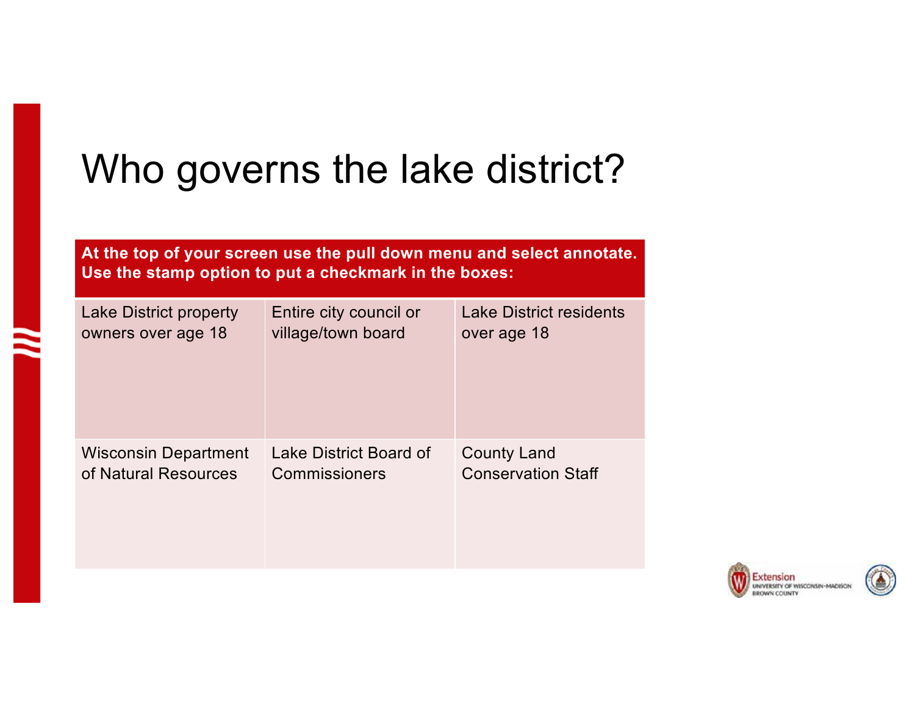# Who governs the lake district?

| At the top of your screen use the pull down menu and select annotate. Use the stamp option to put a checkmark in the boxes: | | |
|---|---|---|
| Lake District property owners over age 18 | Entire city council or village/town board | Lake District residents over age 18 |
| Wisconsin Department of Natural Resources | Lake District Board of Commissioners | County Land Conservation Staff |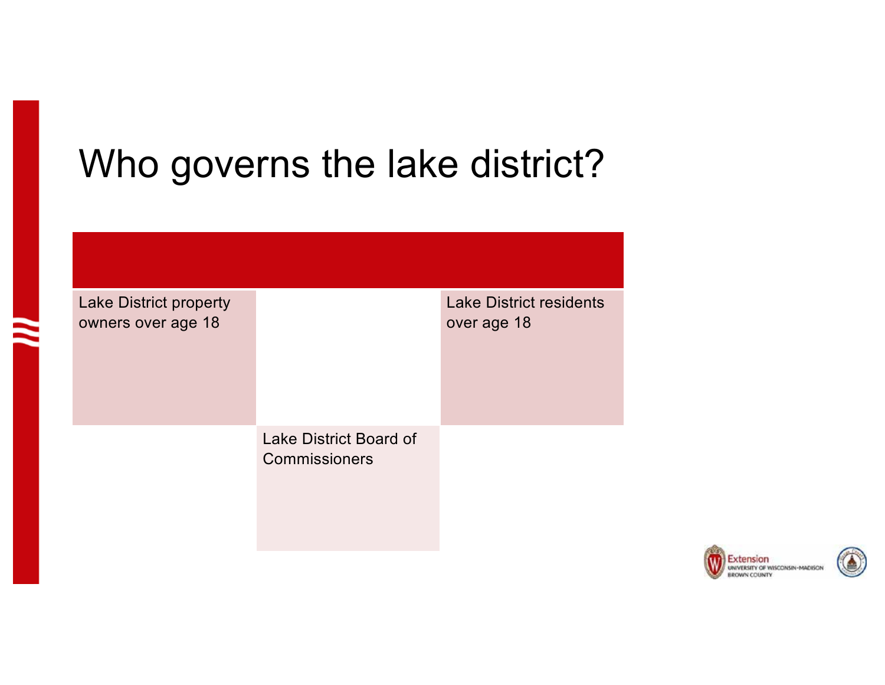# Who governs the lake district?

Lake District property owners over age 18

Lake District residents over age 18

Lake District Board of Commissioners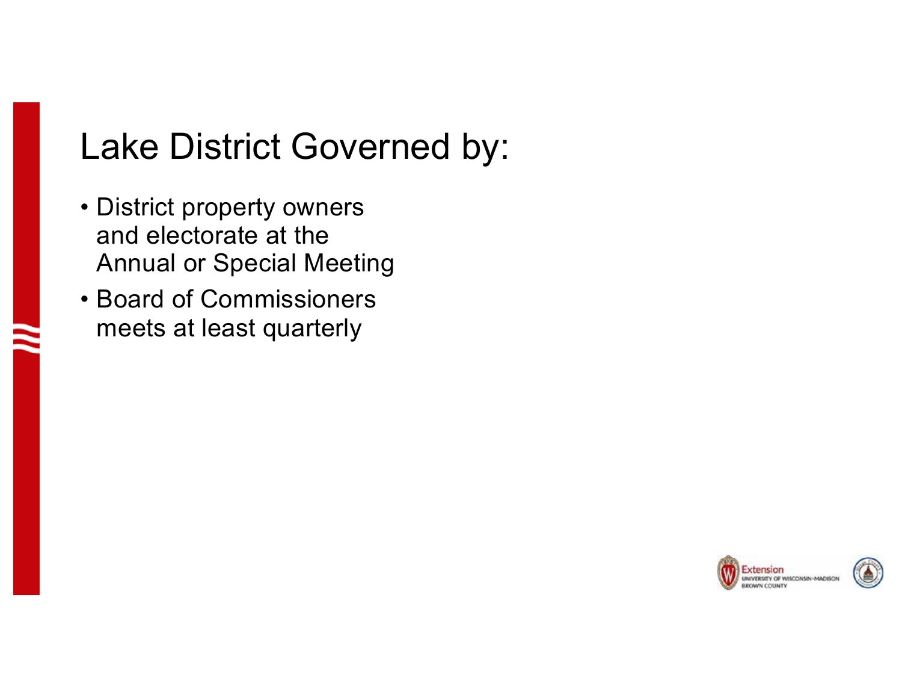# Lake District Governed by:

- District property owners and electorate at the Annual or Special Meeting
- Board of Commissioners meets at least quarterly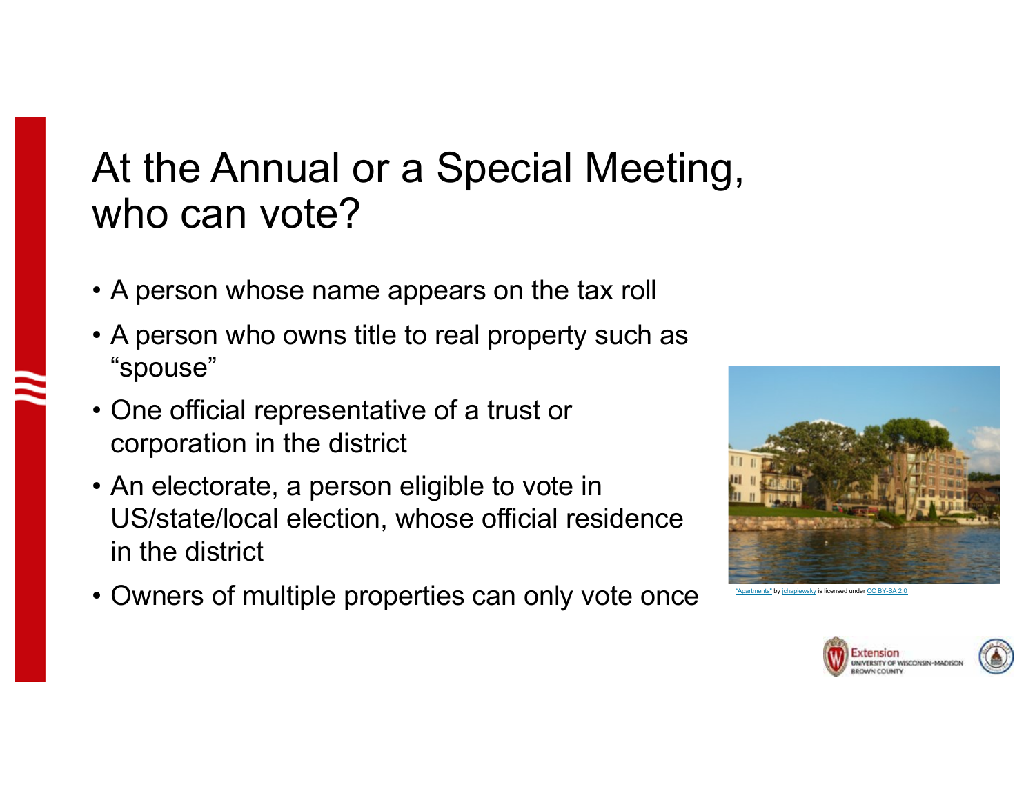# At the Annual or a Special Meeting, who can vote?

- A person whose name appears on the tax roll
- A person who owns title to real property such as "spouse"
- One official representative of a trust or corporation in the district
- An electorate, a person eligible to vote in US/state/local election, whose official residence in the district
- Owners of multiple properties can only vote once

"Apartments" by jchapiewsky is licensed under CC BY-SA 2.0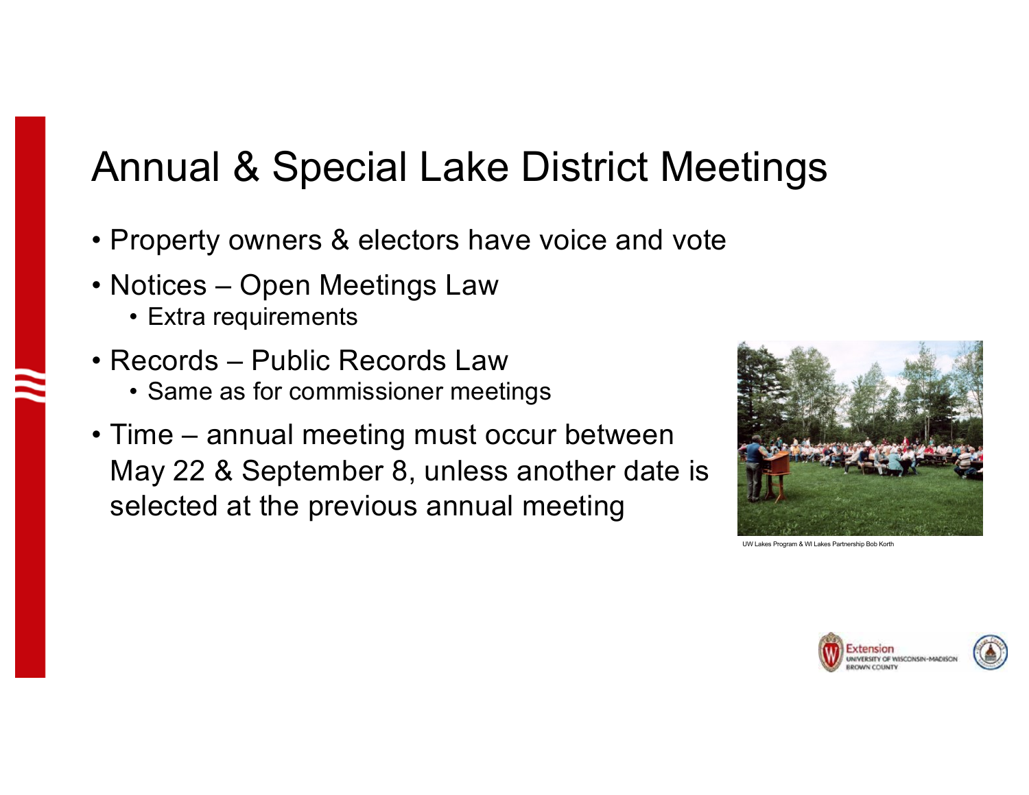# Annual & Special Lake District Meetings

- Property owners & electors have voice and vote
- Notices – Open Meetings Law
  - Extra requirements
- Records – Public Records Law
  - Same as for commissioner meetings
- Time – annual meeting must occur between May 22 & September 8, unless another date is selected at the previous annual meeting

UW Lakes Program & WI Lakes Partnership Bob Korth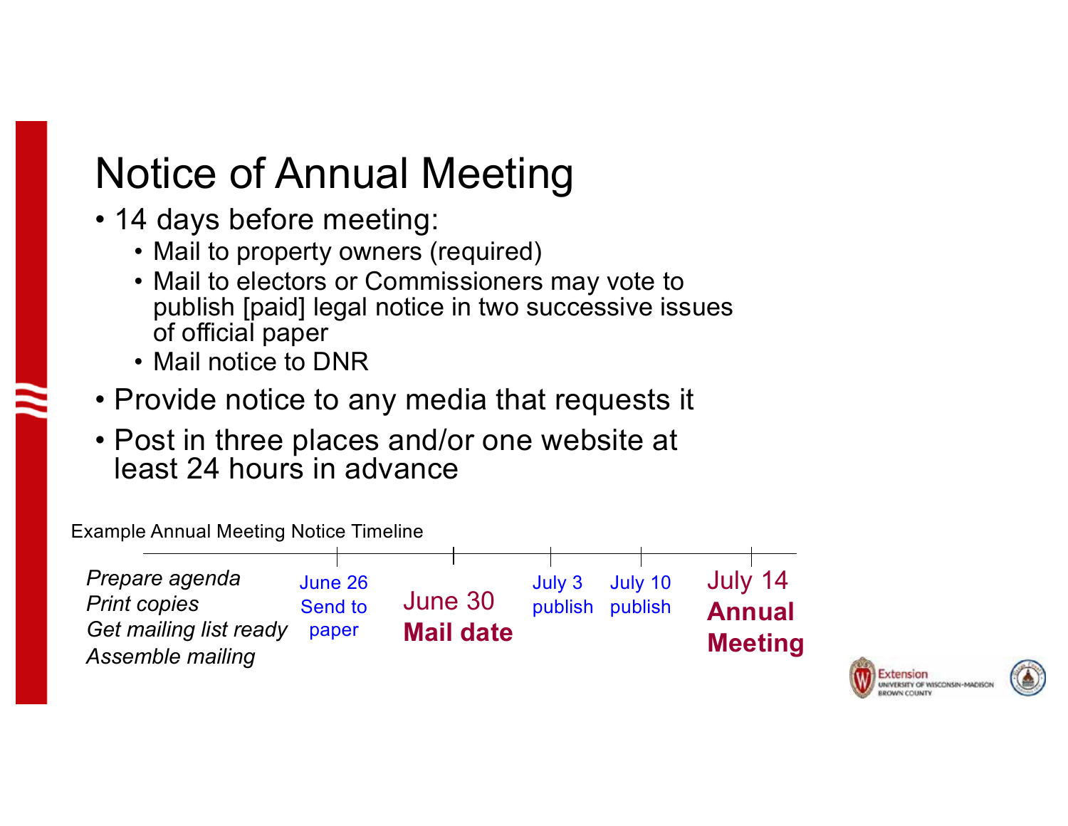# Notice of Annual Meeting

- 14 days before meeting:
  - Mail to property owners (required)
  - Mail to electors or Commissioners may vote to publish [paid] legal notice in two successive issues of official paper
  - Mail notice to DNR
- Provide notice to any media that requests it
- Post in three places and/or one website at least 24 hours in advance

Example Annual Meeting Notice Timeline

| | June 26 | June 30 | July 3 | July 10 | July 14 |
|---|---|---|---|---|---|
| *Prepare agenda*<br>*Print copies*<br>*Get mailing list ready*<br>*Assemble mailing* | Send to paper | **Mail date** | publish | publish | **Annual Meeting** |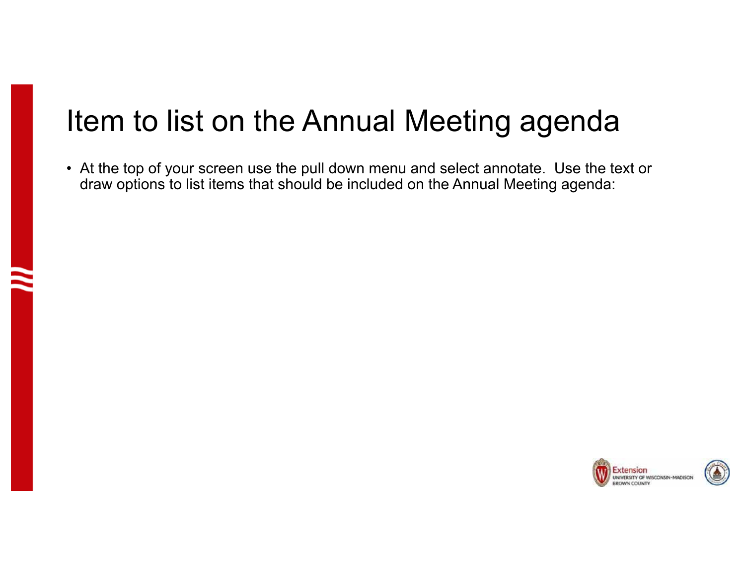# Item to list on the Annual Meeting agenda

- At the top of your screen use the pull down menu and select annotate. Use the text or draw options to list items that should be included on the Annual Meeting agenda: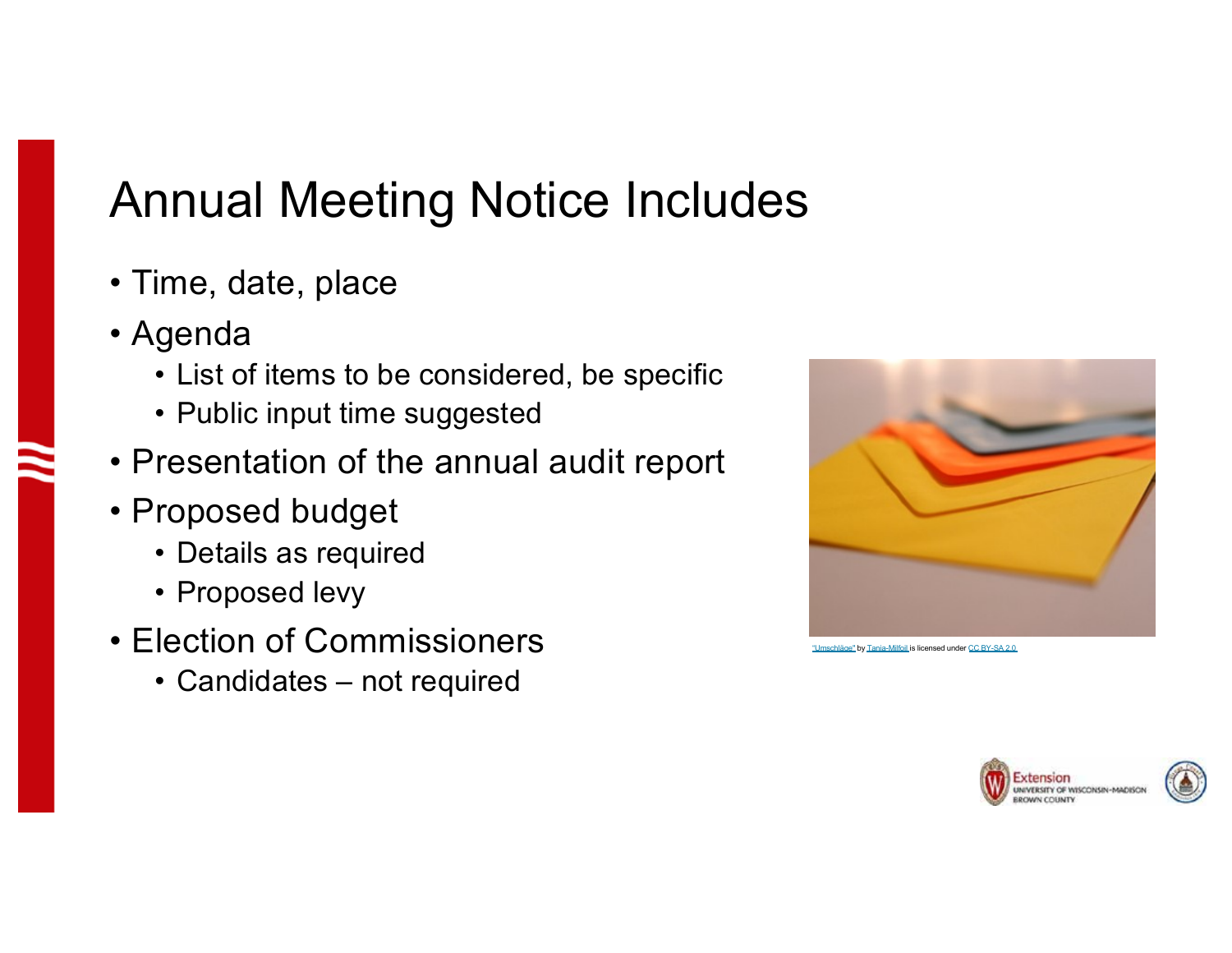# Annual Meeting Notice Includes

- Time, date, place
- Agenda
  - List of items to be considered, be specific
  - Public input time suggested
- Presentation of the annual audit report
- Proposed budget
  - Details as required
  - Proposed levy
- Election of Commissioners
  - Candidates – not required

"Umschläge" by Tania-Milfoil is licensed under CC BY-SA 2.0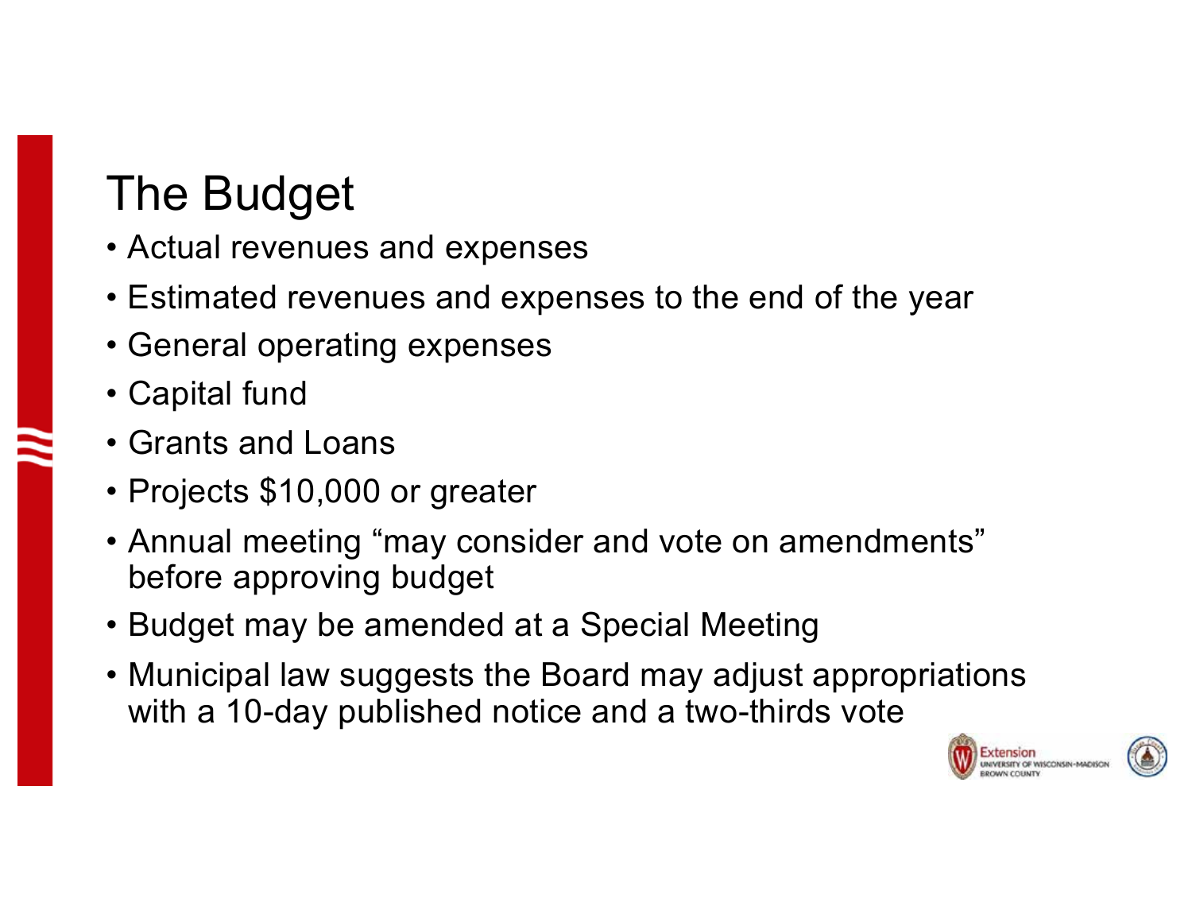# The Budget

- Actual revenues and expenses
- Estimated revenues and expenses to the end of the year
- General operating expenses
- Capital fund
- Grants and Loans
- Projects $10,000 or greater
- Annual meeting "may consider and vote on amendments" before approving budget
- Budget may be amended at a Special Meeting
- Municipal law suggests the Board may adjust appropriations with a 10-day published notice and a two-thirds vote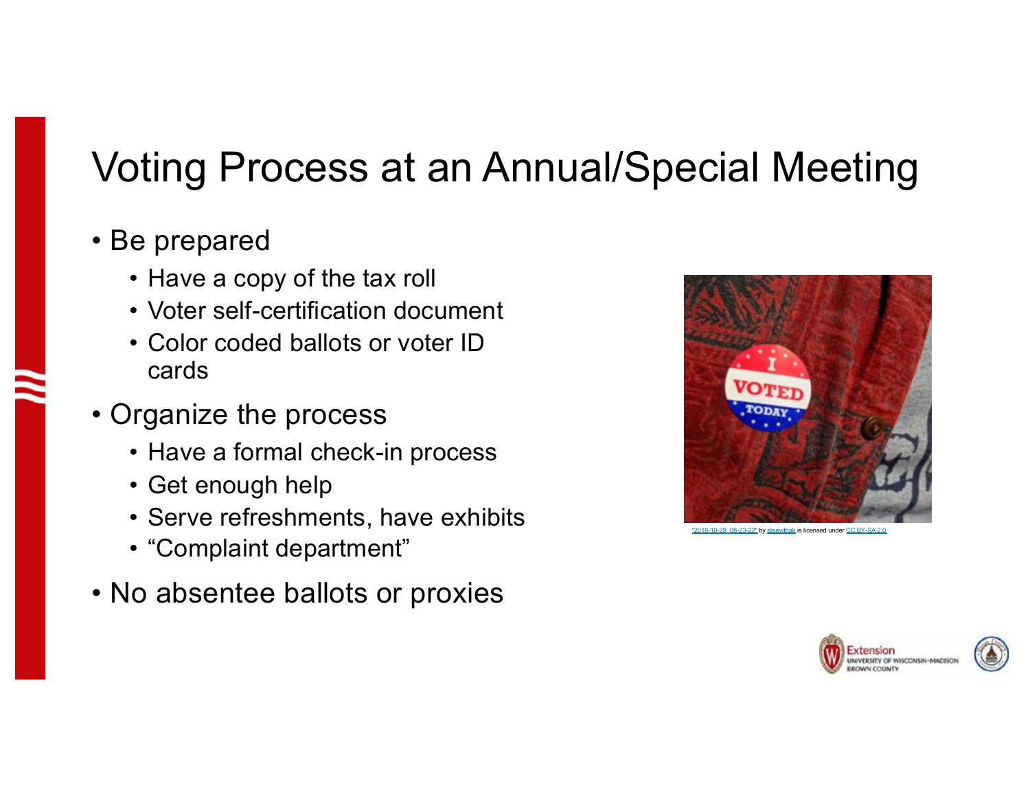# Voting Process at an Annual/Special Meeting

- Be prepared
  - Have a copy of the tax roll
  - Voter self-certification document
  - Color coded ballots or voter ID cards
- Organize the process
  - Have a formal check-in process
  - Get enough help
  - Serve refreshments, have exhibits
  - “Complaint department”
- No absentee ballots or proxies

"2018-10-29_08-23-22" by steevithak is licensed under CC BY-SA 2.0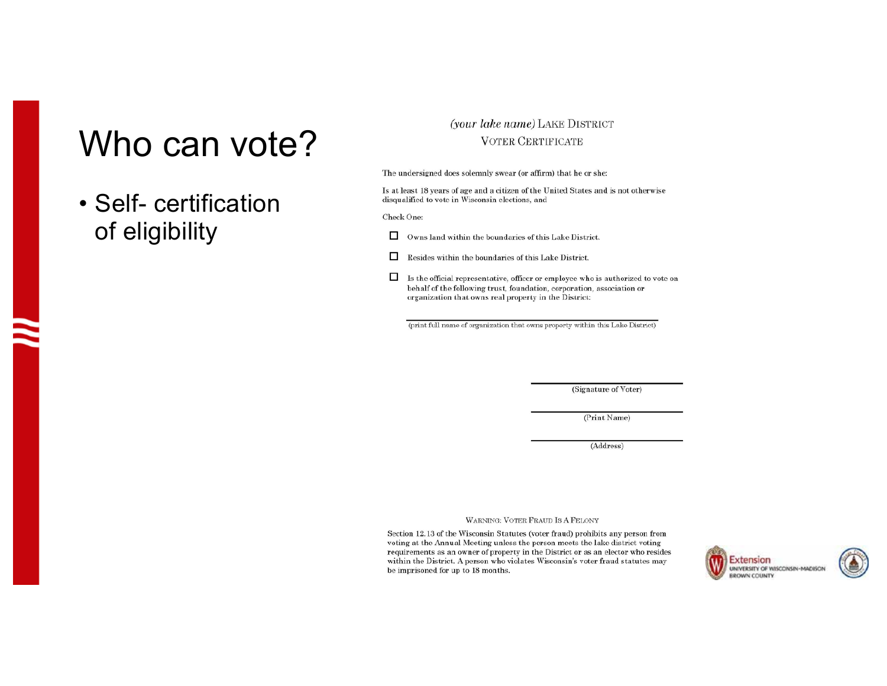# Who can vote?

- Self- certification of eligibility

*(your lake name)* LAKE DISTRICT

VOTER CERTIFICATE

The undersigned does solemnly swear (or affirm) that he or she:

Is at least 18 years of age and a citizen of the United States and is not otherwise disqualified to vote in Wisconsin elections, and

Check One:

- ☐ Owns land within the boundaries of this Lake District.
- ☐ Resides within the boundaries of this Lake District.
- ☐ Is the official representative, officer or employee who is authorized to vote on behalf of the following trust, foundation, corporation, association or organization that owns real property in the District:

\_\_\_\_\_\_\_\_\_\_\_\_\_\_\_\_\_\_\_\_\_\_\_\_\_\_\_\_\_\_\_\_\_\_\_\_\_\_\_\_\_\_\_\_\_\_\_\_
(print full name of organization that owns property within this Lake District)

\_\_\_\_\_\_\_\_\_\_\_\_\_\_\_\_\_\_\_\_\_\_\_\_\_\_\_\_
(Signature of Voter)

\_\_\_\_\_\_\_\_\_\_\_\_\_\_\_\_\_\_\_\_\_\_\_\_\_\_\_\_
(Print Name)

\_\_\_\_\_\_\_\_\_\_\_\_\_\_\_\_\_\_\_\_\_\_\_\_\_\_\_\_
(Address)

WARNING: VOTER FRAUD IS A FELONY

Section 12.13 of the Wisconsin Statutes (voter fraud) prohibits any person from voting at the Annual Meeting unless the person meets the lake district voting requirements as an owner of property in the District or as an elector who resides within the District. A person who violates Wisconsin's voter fraud statutes may be imprisoned for up to 18 months.

Extension
UNIVERSITY OF WISCONSIN-MADISON
BROWN COUNTY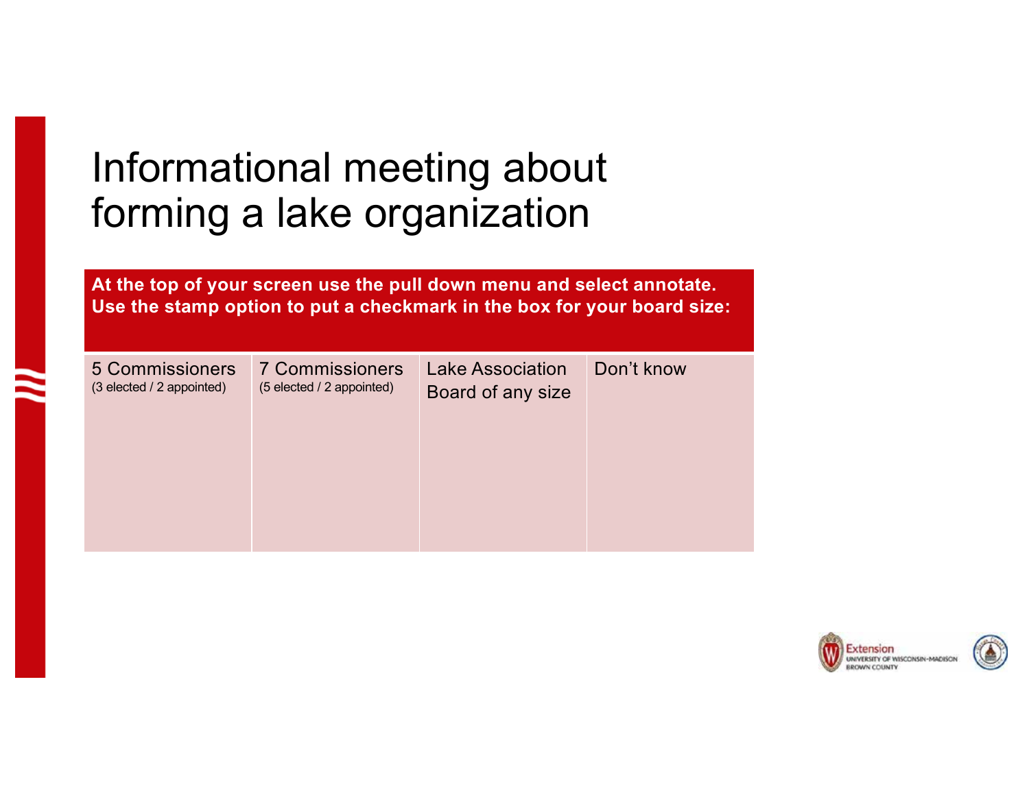# Informational meeting about forming a lake organization

**At the top of your screen use the pull down menu and select annotate. Use the stamp option to put a checkmark in the box for your board size:**

| 5 Commissioners (3 elected / 2 appointed) | 7 Commissioners (5 elected / 2 appointed) | Lake Association Board of any size | Don't know |
|---|---|---|---|
| | | | |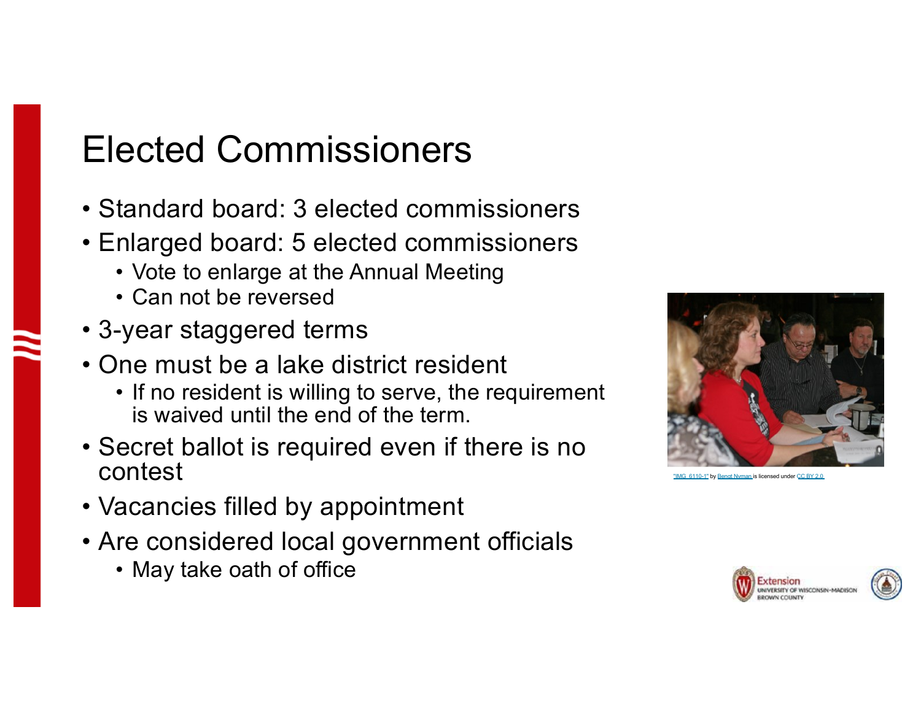# Elected Commissioners

- Standard board: 3 elected commissioners
- Enlarged board: 5 elected commissioners
  - Vote to enlarge at the Annual Meeting
  - Can not be reversed
- 3-year staggered terms
- One must be a lake district resident
  - If no resident is willing to serve, the requirement is waived until the end of the term.
- Secret ballot is required even if there is no contest
- Vacancies filled by appointment
- Are considered local government officials
  - May take oath of office

"IMG_6110-1" by Bengt Nyman is licensed under CC BY 2.0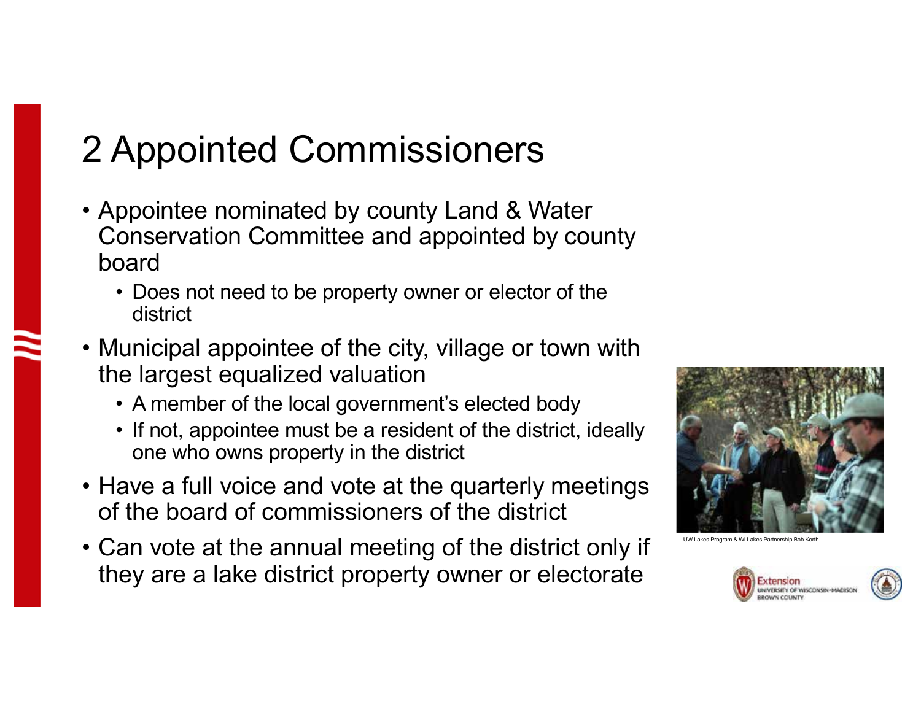# 2 Appointed Commissioners

- Appointee nominated by county Land & Water Conservation Committee and appointed by county board
  - Does not need to be property owner or elector of the district
- Municipal appointee of the city, village or town with the largest equalized valuation
  - A member of the local government's elected body
  - If not, appointee must be a resident of the district, ideally one who owns property in the district
- Have a full voice and vote at the quarterly meetings of the board of commissioners of the district
- Can vote at the annual meeting of the district only if they are a lake district property owner or electorate

UW Lakes Program & WI Lakes Partnership Bob Korth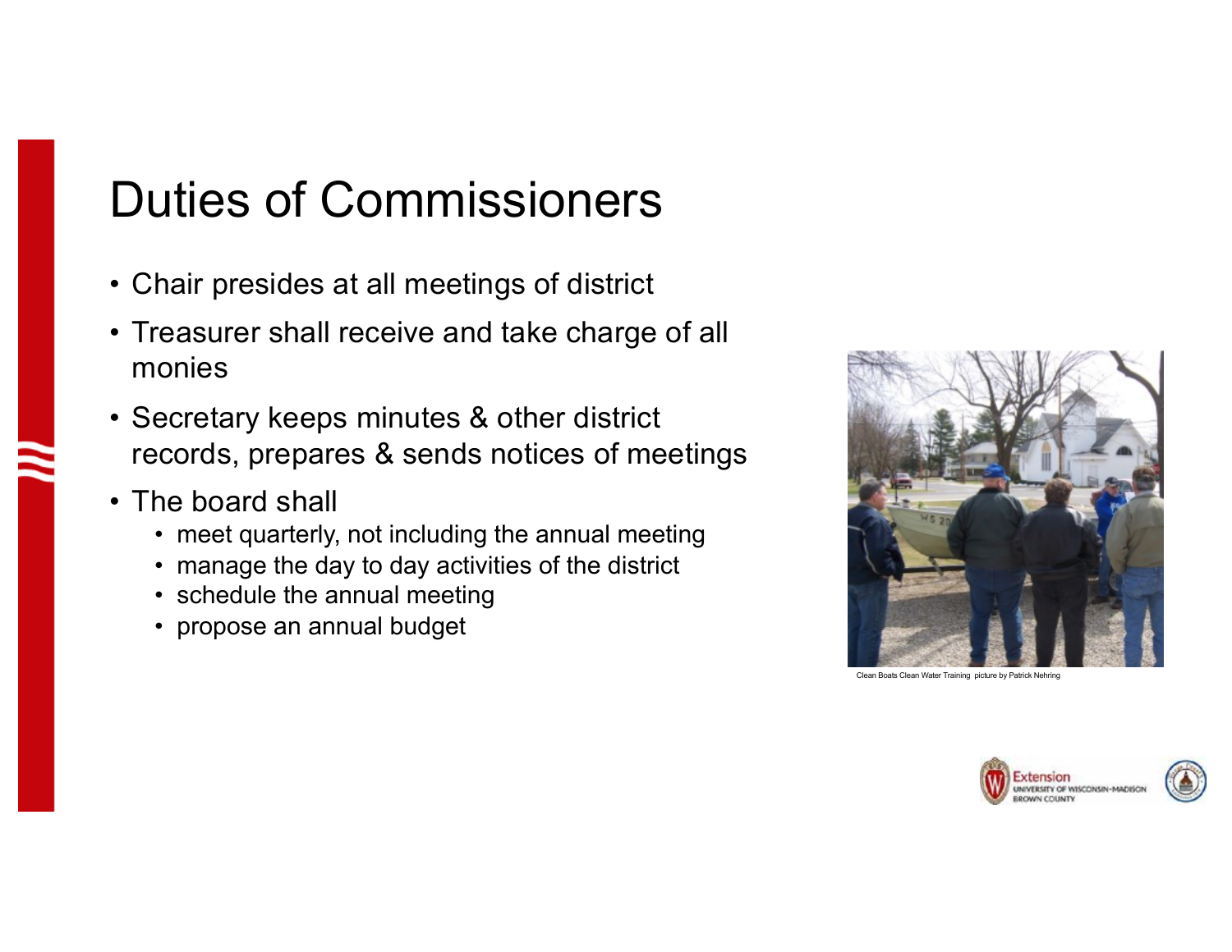# Duties of Commissioners

- Chair presides at all meetings of district
- Treasurer shall receive and take charge of all monies
- Secretary keeps minutes & other district records, prepares & sends notices of meetings
- The board shall
  - meet quarterly, not including the annual meeting
  - manage the day to day activities of the district
  - schedule the annual meeting
  - propose an annual budget

Clean Boats Clean Water Training picture by Patrick Nehring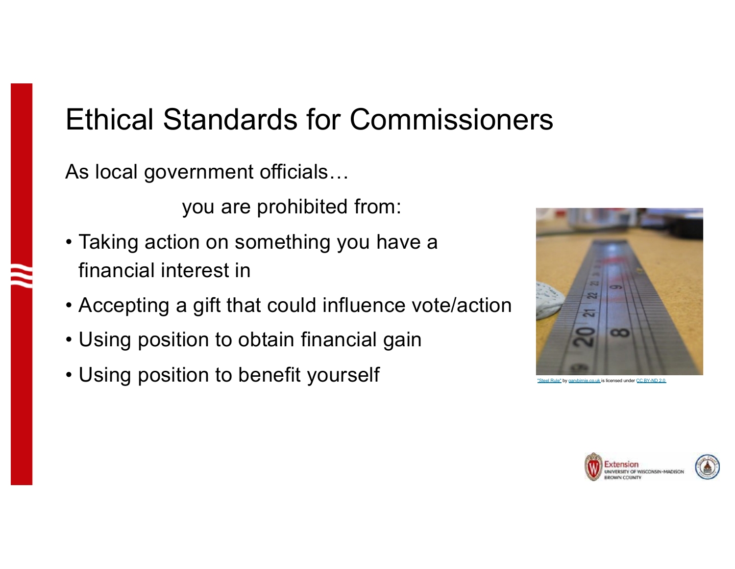# Ethical Standards for Commissioners

As local government officials…

you are prohibited from:

- Taking action on something you have a financial interest in
- Accepting a gift that could influence vote/action
- Using position to obtain financial gain
- Using position to benefit yourself

"Steel Rule" by garybirnie.co.uk is licensed under CC BY-ND 2.0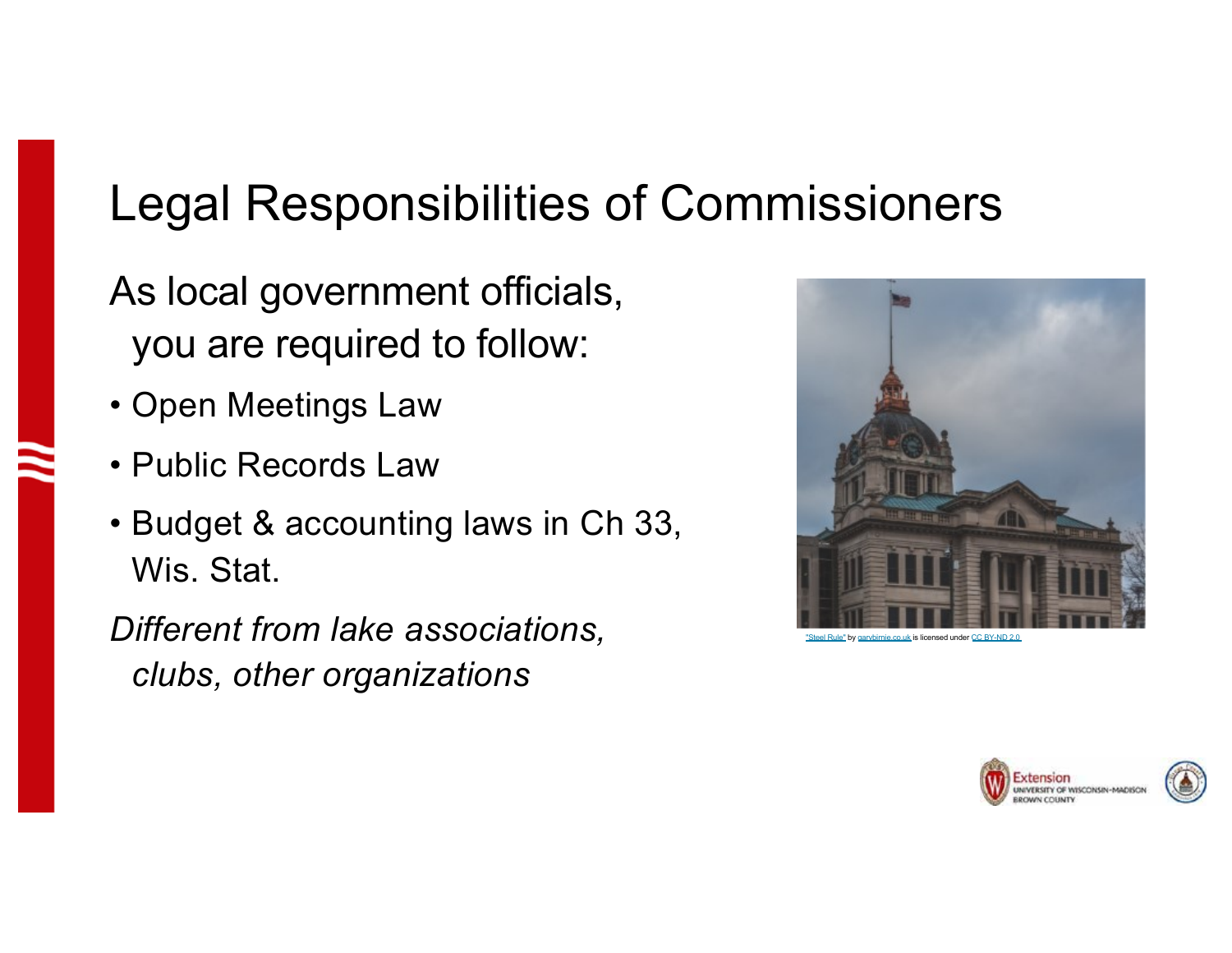# Legal Responsibilities of Commissioners

As local government officials, you are required to follow:

- Open Meetings Law
- Public Records Law
- Budget & accounting laws in Ch 33, Wis. Stat.

*Different from lake associations, clubs, other organizations*

"Steel Rule" by garybirnie.co.uk is licensed under CC BY-ND 2.0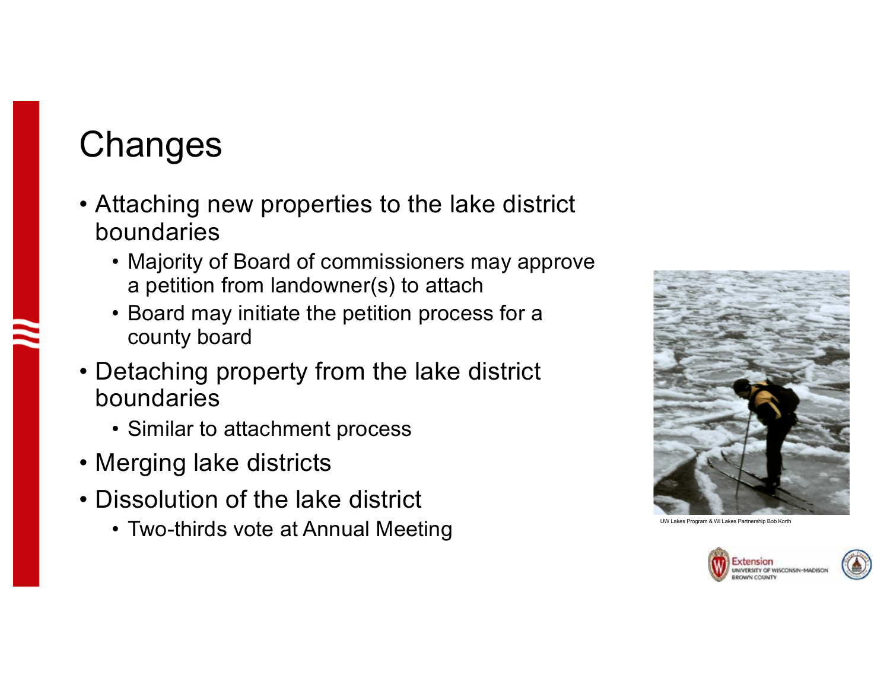# Changes

- Attaching new properties to the lake district boundaries
  - Majority of Board of commissioners may approve a petition from landowner(s) to attach
  - Board may initiate the petition process for a county board
- Detaching property from the lake district boundaries
  - Similar to attachment process
- Merging lake districts
- Dissolution of the lake district
  - Two-thirds vote at Annual Meeting

UW Lakes Program & WI Lakes Partnership Bob Korth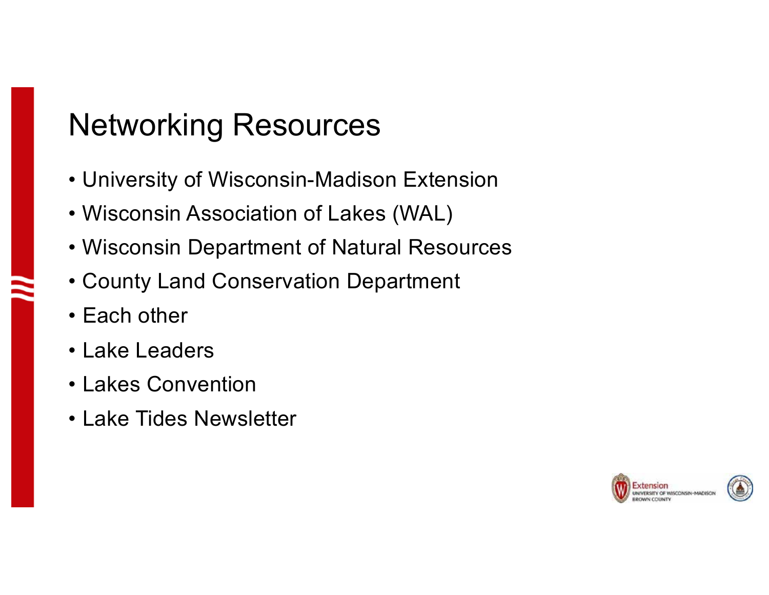## Networking Resources

- University of Wisconsin-Madison Extension
- Wisconsin Association of Lakes (WAL)
- Wisconsin Department of Natural Resources
- County Land Conservation Department
- Each other
- Lake Leaders
- Lakes Convention
- Lake Tides Newsletter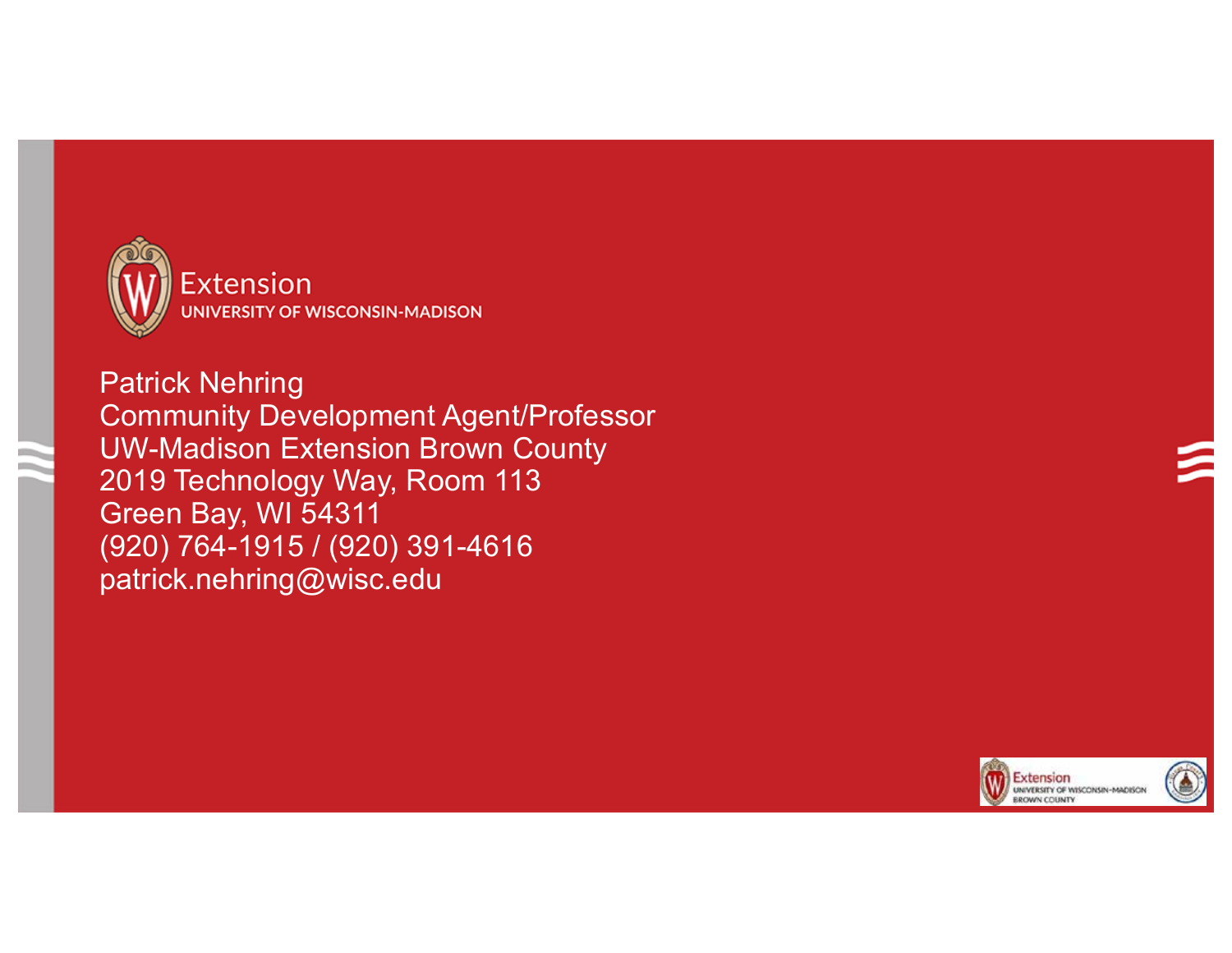Extension
UNIVERSITY OF WISCONSIN-MADISON

Patrick Nehring
Community Development Agent/Professor
UW-Madison Extension Brown County
2019 Technology Way, Room 113
Green Bay, WI 54311
(920) 764-1915 / (920) 391-4616
patrick.nehring@wisc.edu

Extension
UNIVERSITY OF WISCONSIN-MADISON
BROWN COUNTY